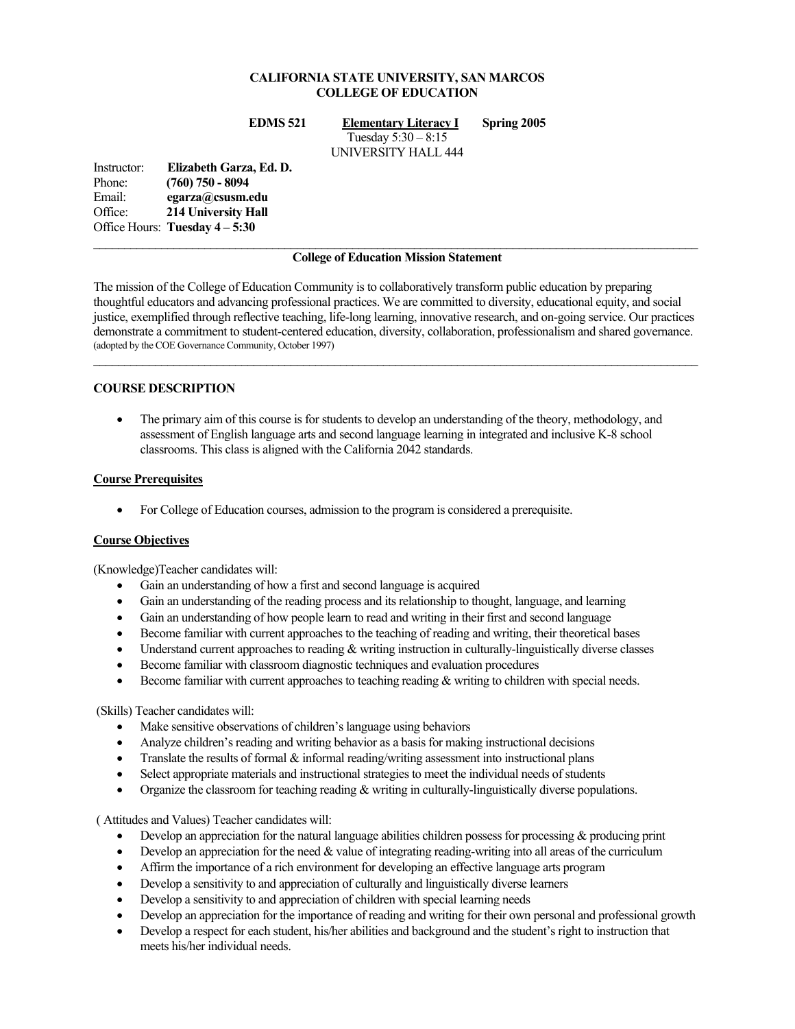**CALIFORNIA STATE UNIVERSITY, SAN MARCOS**
**COLLEGE OF EDUCATION**

**EDMS 521** **Elementary Literacy I** **Spring 2005**
Tuesday 5:30 – 8:15
UNIVERSITY HALL 444

Instructor: **Elizabeth Garza, Ed. D.**
Phone: **(760) 750 - 8094**
Email: **egarza@csusm.edu**
Office: **214 University Hall**
Office Hours: **Tuesday 4 – 5:30**

---

**College of Education Mission Statement**

The mission of the College of Education Community is to collaboratively transform public education by preparing thoughtful educators and advancing professional practices. We are committed to diversity, educational equity, and social justice, exemplified through reflective teaching, life-long learning, innovative research, and on-going service. Our practices demonstrate a commitment to student-centered education, diversity, collaboration, professionalism and shared governance. (adopted by the COE Governance Community, October 1997)

---

## COURSE DESCRIPTION

- The primary aim of this course is for students to develop an understanding of the theory, methodology, and assessment of English language arts and second language learning in integrated and inclusive K-8 school classrooms. This class is aligned with the California 2042 standards.

### Course Prerequisites

- For College of Education courses, admission to the program is considered a prerequisite.

### Course Objectives

(Knowledge)Teacher candidates will:

- Gain an understanding of how a first and second language is acquired
- Gain an understanding of the reading process and its relationship to thought, language, and learning
- Gain an understanding of how people learn to read and writing in their first and second language
- Become familiar with current approaches to the teaching of reading and writing, their theoretical bases
- Understand current approaches to reading & writing instruction in culturally-linguistically diverse classes
- Become familiar with classroom diagnostic techniques and evaluation procedures
- Become familiar with current approaches to teaching reading & writing to children with special needs.

(Skills) Teacher candidates will:

- Make sensitive observations of children's language using behaviors
- Analyze children's reading and writing behavior as a basis for making instructional decisions
- Translate the results of formal & informal reading/writing assessment into instructional plans
- Select appropriate materials and instructional strategies to meet the individual needs of students
- Organize the classroom for teaching reading & writing in culturally-linguistically diverse populations.

( Attitudes and Values) Teacher candidates will:

- Develop an appreciation for the natural language abilities children possess for processing & producing print
- Develop an appreciation for the need & value of integrating reading-writing into all areas of the curriculum
- Affirm the importance of a rich environment for developing an effective language arts program
- Develop a sensitivity to and appreciation of culturally and linguistically diverse learners
- Develop a sensitivity to and appreciation of children with special learning needs
- Develop an appreciation for the importance of reading and writing for their own personal and professional growth
- Develop a respect for each student, his/her abilities and background and the student's right to instruction that meets his/her individual needs.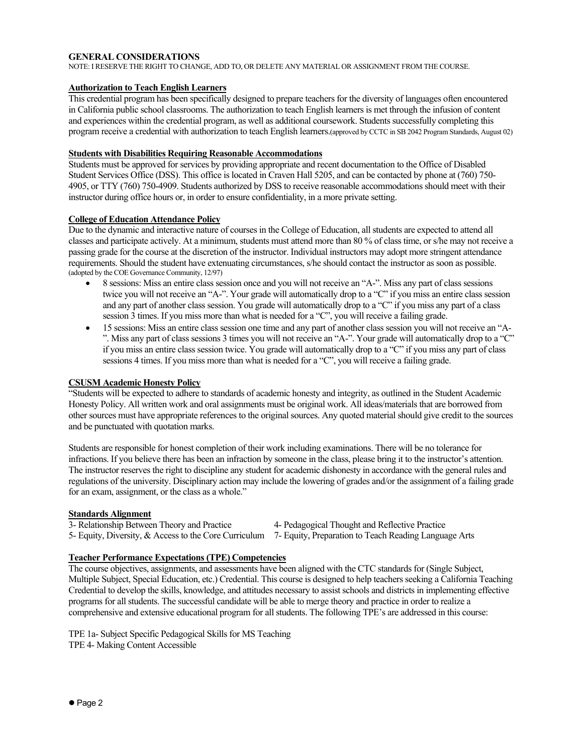## GENERAL CONSIDERATIONS

NOTE: I RESERVE THE RIGHT TO CHANGE, ADD TO, OR DELETE ANY MATERIAL OR ASSIGNMENT FROM THE COURSE.

### Authorization to Teach English Learners

This credential program has been specifically designed to prepare teachers for the diversity of languages often encountered in California public school classrooms. The authorization to teach English learners is met through the infusion of content and experiences within the credential program, as well as additional coursework. Students successfully completing this program receive a credential with authorization to teach English learners.(approved by CCTC in SB 2042 Program Standards, August 02)

### Students with Disabilities Requiring Reasonable Accommodations

Students must be approved for services by providing appropriate and recent documentation to the Office of Disabled Student Services Office (DSS). This office is located in Craven Hall 5205, and can be contacted by phone at (760) 750-4905, or TTY (760) 750-4909. Students authorized by DSS to receive reasonable accommodations should meet with their instructor during office hours or, in order to ensure confidentiality, in a more private setting.

### College of Education Attendance Policy

Due to the dynamic and interactive nature of courses in the College of Education, all students are expected to attend all classes and participate actively. At a minimum, students must attend more than 80 % of class time, or s/he may not receive a passing grade for the course at the discretion of the instructor. Individual instructors may adopt more stringent attendance requirements. Should the student have extenuating circumstances, s/he should contact the instructor as soon as possible. (adopted by the COE Governance Community, 12/97)

- 8 sessions: Miss an entire class session once and you will not receive an "A-". Miss any part of class sessions twice you will not receive an "A-". Your grade will automatically drop to a "C" if you miss an entire class session and any part of another class session. You grade will automatically drop to a "C" if you miss any part of a class session 3 times. If you miss more than what is needed for a "C", you will receive a failing grade.
- 15 sessions: Miss an entire class session one time and any part of another class session you will not receive an "A-". Miss any part of class sessions 3 times you will not receive an "A-". Your grade will automatically drop to a "C" if you miss an entire class session twice. You grade will automatically drop to a "C" if you miss any part of class sessions 4 times. If you miss more than what is needed for a "C", you will receive a failing grade.

### CSUSM Academic Honesty Policy

"Students will be expected to adhere to standards of academic honesty and integrity, as outlined in the Student Academic Honesty Policy. All written work and oral assignments must be original work. All ideas/materials that are borrowed from other sources must have appropriate references to the original sources. Any quoted material should give credit to the sources and be punctuated with quotation marks.

Students are responsible for honest completion of their work including examinations. There will be no tolerance for infractions. If you believe there has been an infraction by someone in the class, please bring it to the instructor's attention. The instructor reserves the right to discipline any student for academic dishonesty in accordance with the general rules and regulations of the university. Disciplinary action may include the lowering of grades and/or the assignment of a failing grade for an exam, assignment, or the class as a whole."

### Standards Alignment

3- Relationship Between Theory and Practice
4- Pedagogical Thought and Reflective Practice
5- Equity, Diversity, & Access to the Core Curriculum
7- Equity, Preparation to Teach Reading Language Arts

### Teacher Performance Expectations (TPE) Competencies

The course objectives, assignments, and assessments have been aligned with the CTC standards for (Single Subject, Multiple Subject, Special Education, etc.) Credential. This course is designed to help teachers seeking a California Teaching Credential to develop the skills, knowledge, and attitudes necessary to assist schools and districts in implementing effective programs for all students. The successful candidate will be able to merge theory and practice in order to realize a comprehensive and extensive educational program for all students. The following TPE's are addressed in this course:

TPE 1a- Subject Specific Pedagogical Skills for MS Teaching
TPE 4- Making Content Accessible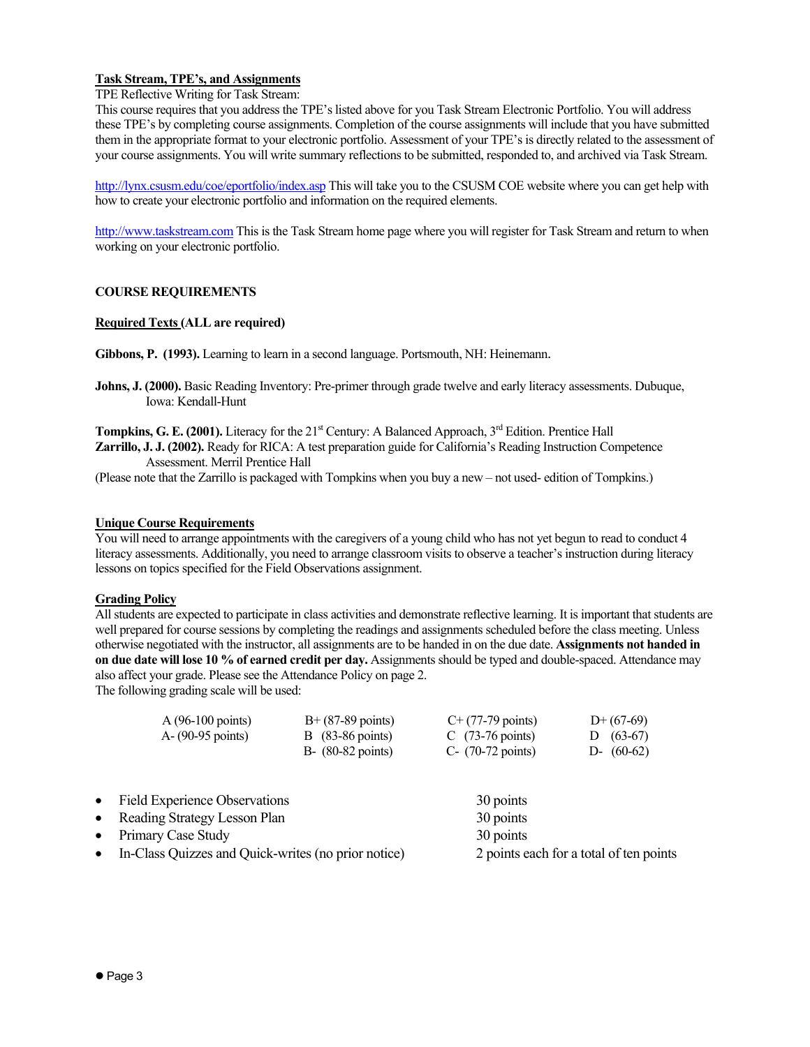**Task Stream, TPE's, and Assignments**

TPE Reflective Writing for Task Stream:

This course requires that you address the TPE's listed above for you Task Stream Electronic Portfolio. You will address these TPE's by completing course assignments. Completion of the course assignments will include that you have submitted them in the appropriate format to your electronic portfolio. Assessment of your TPE's is directly related to the assessment of your course assignments. You will write summary reflections to be submitted, responded to, and archived via Task Stream.

http://lynx.csusm.edu/coe/eportfolio/index.asp This will take you to the CSUSM COE website where you can get help with how to create your electronic portfolio and information on the required elements.

http://www.taskstream.com This is the Task Stream home page where you will register for Task Stream and return to when working on your electronic portfolio.

## COURSE REQUIREMENTS

**Required Texts (ALL are required)**

**Gibbons, P. (1993).** Learning to learn in a second language. Portsmouth, NH: Heinemann.

**Johns, J. (2000).** Basic Reading Inventory: Pre-primer through grade twelve and early literacy assessments. Dubuque, Iowa: Kendall-Hunt

**Tompkins, G. E. (2001).** Literacy for the 21st Century: A Balanced Approach, 3rd Edition. Prentice Hall

**Zarrillo, J. J. (2002).** Ready for RICA: A test preparation guide for California's Reading Instruction Competence Assessment. Merril Prentice Hall

(Please note that the Zarrillo is packaged with Tompkins when you buy a new – not used- edition of Tompkins.)

**Unique Course Requirements**

You will need to arrange appointments with the caregivers of a young child who has not yet begun to read to conduct 4 literacy assessments. Additionally, you need to arrange classroom visits to observe a teacher's instruction during literacy lessons on topics specified for the Field Observations assignment.

**Grading Policy**

All students are expected to participate in class activities and demonstrate reflective learning. It is important that students are well prepared for course sessions by completing the readings and assignments scheduled before the class meeting. Unless otherwise negotiated with the instructor, all assignments are to be handed in on the due date. **Assignments not handed in on due date will lose 10 % of earned credit per day.** Assignments should be typed and double-spaced. Attendance may also affect your grade. Please see the Attendance Policy on page 2.

The following grading scale will be used:

| | | | |
|---|---|---|---|
| A (96-100 points) | B+ (87-89 points) | C+ (77-79 points) | D+ (67-69) |
| A- (90-95 points) | B (83-86 points) | C (73-76 points) | D (63-67) |
| | B- (80-82 points) | C- (70-72 points) | D- (60-62) |

- Field Experience Observations — 30 points
- Reading Strategy Lesson Plan — 30 points
- Primary Case Study — 30 points
- In-Class Quizzes and Quick-writes (no prior notice) — 2 points each for a total of ten points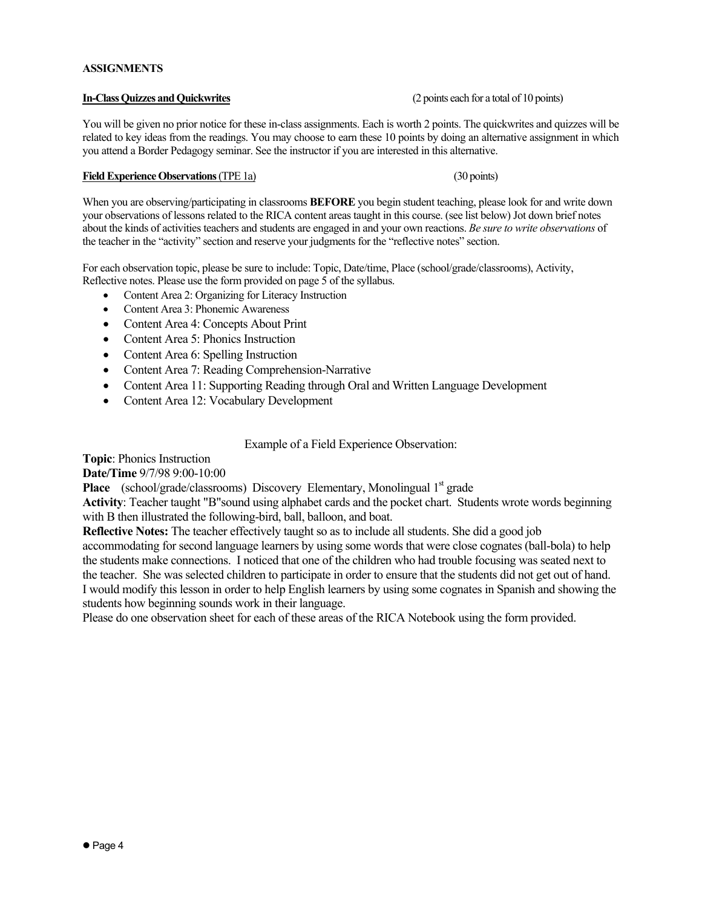**ASSIGNMENTS**

**In-Class Quizzes and Quickwrites** (2 points each for a total of 10 points)

You will be given no prior notice for these in-class assignments. Each is worth 2 points. The quickwrites and quizzes will be related to key ideas from the readings. You may choose to earn these 10 points by doing an alternative assignment in which you attend a Border Pedagogy seminar. See the instructor if you are interested in this alternative.

**Field Experience Observations** (TPE 1a) (30 points)

When you are observing/participating in classrooms **BEFORE** you begin student teaching, please look for and write down your observations of lessons related to the RICA content areas taught in this course. (see list below) Jot down brief notes about the kinds of activities teachers and students are engaged in and your own reactions. *Be sure to write observations* of the teacher in the "activity" section and reserve your judgments for the "reflective notes" section.

For each observation topic, please be sure to include: Topic, Date/time, Place (school/grade/classrooms), Activity, Reflective notes. Please use the form provided on page 5 of the syllabus.

- Content Area 2: Organizing for Literacy Instruction
- Content Area 3: Phonemic Awareness
- Content Area 4: Concepts About Print
- Content Area 5: Phonics Instruction
- Content Area 6: Spelling Instruction
- Content Area 7: Reading Comprehension-Narrative
- Content Area 11: Supporting Reading through Oral and Written Language Development
- Content Area 12: Vocabulary Development

Example of a Field Experience Observation:

**Topic**: Phonics Instruction
**Date/Time** 9/7/98 9:00-10:00
**Place** (school/grade/classrooms) Discovery Elementary, Monolingual 1st grade
**Activity**: Teacher taught "B"sound using alphabet cards and the pocket chart. Students wrote words beginning with B then illustrated the following-bird, ball, balloon, and boat.
**Reflective Notes:** The teacher effectively taught so as to include all students. She did a good job accommodating for second language learners by using some words that were close cognates (ball-bola) to help the students make connections. I noticed that one of the children who had trouble focusing was seated next to the teacher. She was selected children to participate in order to ensure that the students did not get out of hand. I would modify this lesson in order to help English learners by using some cognates in Spanish and showing the students how beginning sounds work in their language.
Please do one observation sheet for each of these areas of the RICA Notebook using the form provided.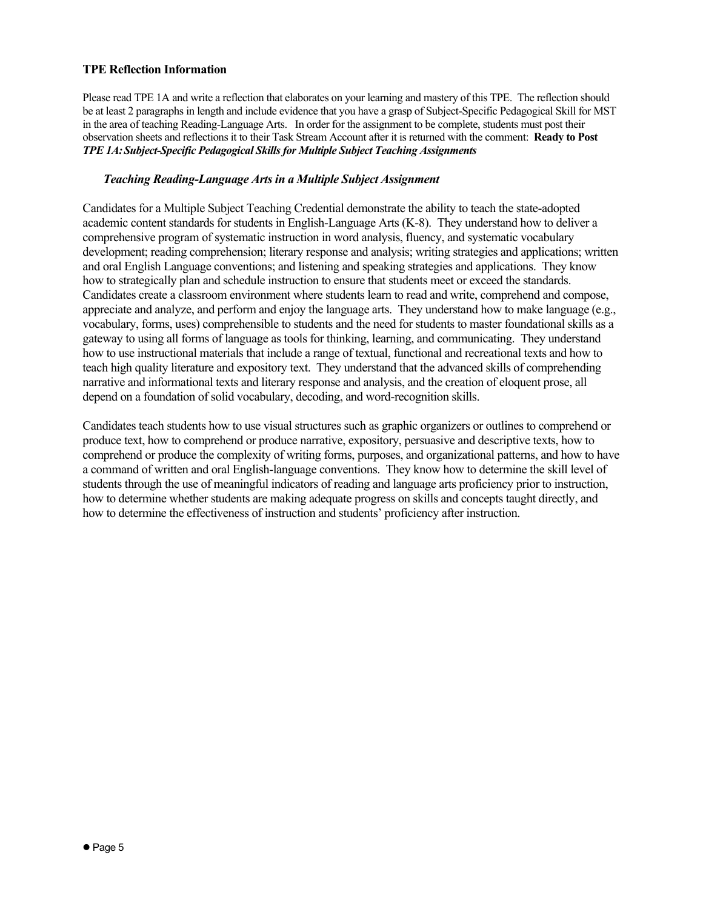**TPE Reflection Information**

Please read TPE 1A and write a reflection that elaborates on your learning and mastery of this TPE. The reflection should be at least 2 paragraphs in length and include evidence that you have a grasp of Subject-Specific Pedagogical Skill for MST in the area of teaching Reading-Language Arts. In order for the assignment to be complete, students must post their observation sheets and reflections it to their Task Stream Account after it is returned with the comment: **Ready to Post**
***TPE 1A: Subject-Specific Pedagogical Skills for Multiple Subject Teaching Assignments***

***Teaching Reading-Language Arts in a Multiple Subject Assignment***

Candidates for a Multiple Subject Teaching Credential demonstrate the ability to teach the state-adopted academic content standards for students in English-Language Arts (K-8). They understand how to deliver a comprehensive program of systematic instruction in word analysis, fluency, and systematic vocabulary development; reading comprehension; literary response and analysis; writing strategies and applications; written and oral English Language conventions; and listening and speaking strategies and applications. They know how to strategically plan and schedule instruction to ensure that students meet or exceed the standards. Candidates create a classroom environment where students learn to read and write, comprehend and compose, appreciate and analyze, and perform and enjoy the language arts. They understand how to make language (e.g., vocabulary, forms, uses) comprehensible to students and the need for students to master foundational skills as a gateway to using all forms of language as tools for thinking, learning, and communicating. They understand how to use instructional materials that include a range of textual, functional and recreational texts and how to teach high quality literature and expository text. They understand that the advanced skills of comprehending narrative and informational texts and literary response and analysis, and the creation of eloquent prose, all depend on a foundation of solid vocabulary, decoding, and word-recognition skills.

Candidates teach students how to use visual structures such as graphic organizers or outlines to comprehend or produce text, how to comprehend or produce narrative, expository, persuasive and descriptive texts, how to comprehend or produce the complexity of writing forms, purposes, and organizational patterns, and how to have a command of written and oral English-language conventions. They know how to determine the skill level of students through the use of meaningful indicators of reading and language arts proficiency prior to instruction, how to determine whether students are making adequate progress on skills and concepts taught directly, and how to determine the effectiveness of instruction and students' proficiency after instruction.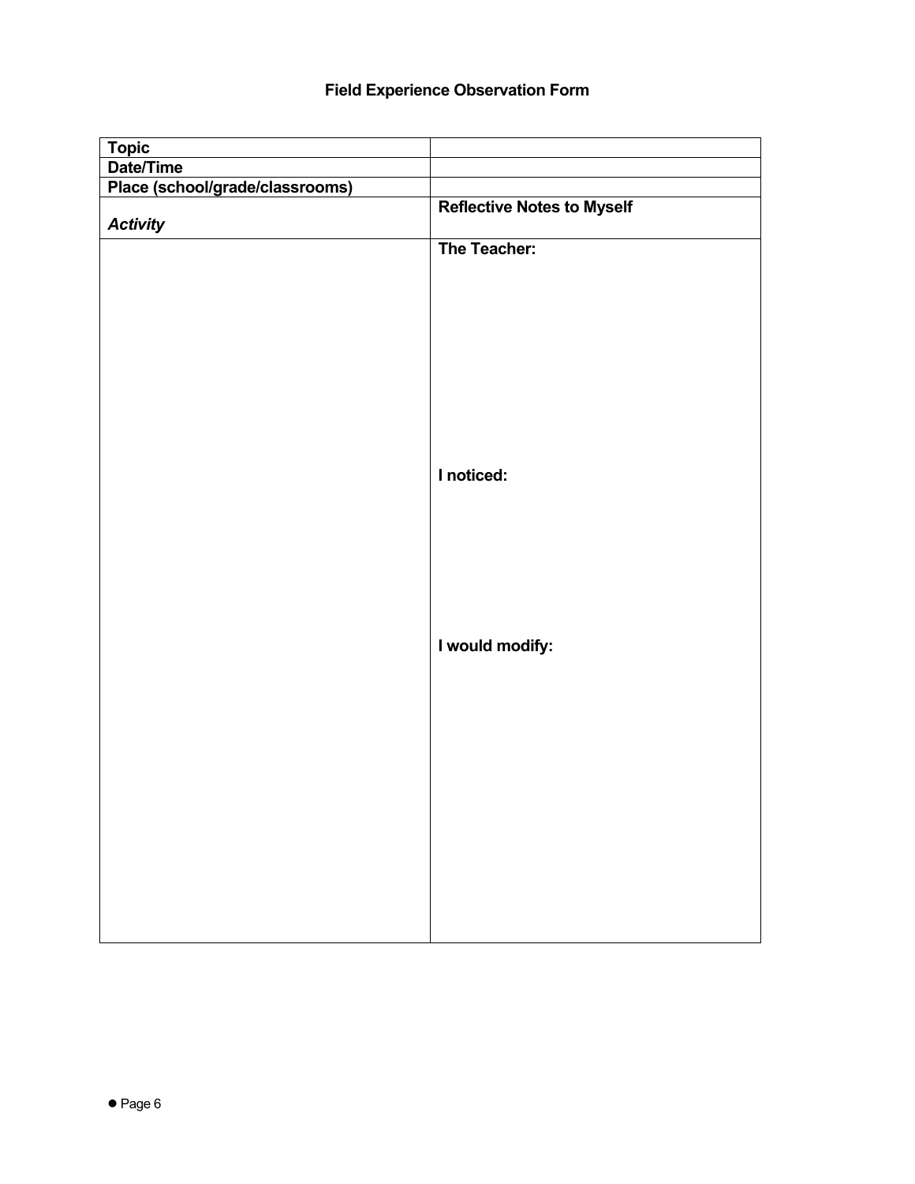## Field Experience Observation Form

| **Topic** | |
|---|---|
| **Date/Time** | |
| **Place (school/grade/classrooms)** | |
| ***Activity*** | **Reflective Notes to Myself** |
| | **The Teacher:**<br><br><br><br>**I noticed:**<br><br><br><br>**I would modify:** |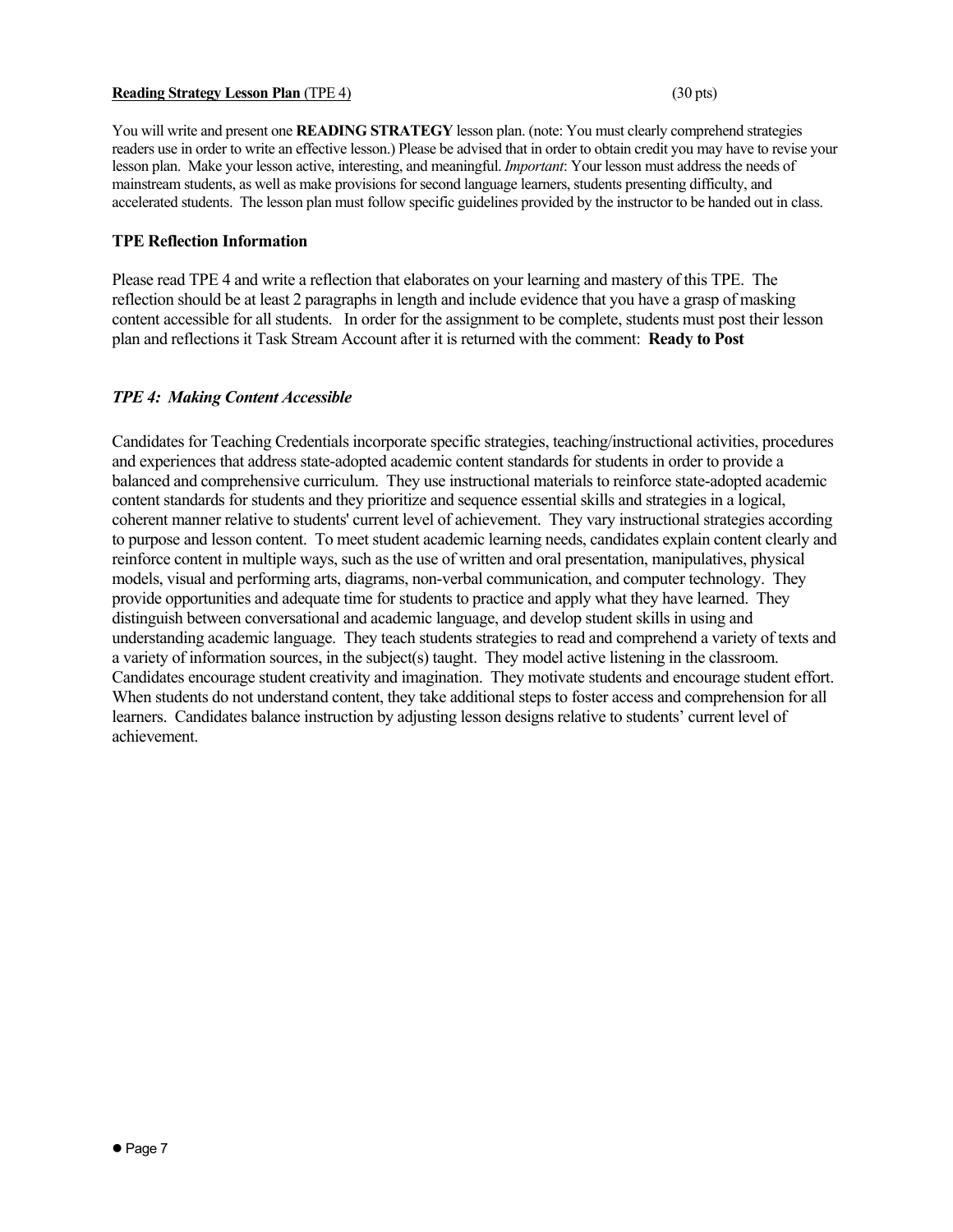**<u>Reading Strategy Lesson Plan</u>** <u>(TPE 4)</u> (30 pts)

You will write and present one **READING STRATEGY** lesson plan. (note: You must clearly comprehend strategies readers use in order to write an effective lesson.) Please be advised that in order to obtain credit you may have to revise your lesson plan. Make your lesson active, interesting, and meaningful. *Important*: Your lesson must address the needs of mainstream students, as well as make provisions for second language learners, students presenting difficulty, and accelerated students. The lesson plan must follow specific guidelines provided by the instructor to be handed out in class.

### TPE Reflection Information

Please read TPE 4 and write a reflection that elaborates on your learning and mastery of this TPE. The reflection should be at least 2 paragraphs in length and include evidence that you have a grasp of masking content accessible for all students. In order for the assignment to be complete, students must post their lesson plan and reflections it Task Stream Account after it is returned with the comment: **Ready to Post**

### *TPE 4: Making Content Accessible*

Candidates for Teaching Credentials incorporate specific strategies, teaching/instructional activities, procedures and experiences that address state-adopted academic content standards for students in order to provide a balanced and comprehensive curriculum. They use instructional materials to reinforce state-adopted academic content standards for students and they prioritize and sequence essential skills and strategies in a logical, coherent manner relative to students' current level of achievement. They vary instructional strategies according to purpose and lesson content. To meet student academic learning needs, candidates explain content clearly and reinforce content in multiple ways, such as the use of written and oral presentation, manipulatives, physical models, visual and performing arts, diagrams, non-verbal communication, and computer technology. They provide opportunities and adequate time for students to practice and apply what they have learned. They distinguish between conversational and academic language, and develop student skills in using and understanding academic language. They teach students strategies to read and comprehend a variety of texts and a variety of information sources, in the subject(s) taught. They model active listening in the classroom. Candidates encourage student creativity and imagination. They motivate students and encourage student effort. When students do not understand content, they take additional steps to foster access and comprehension for all learners. Candidates balance instruction by adjusting lesson designs relative to students' current level of achievement.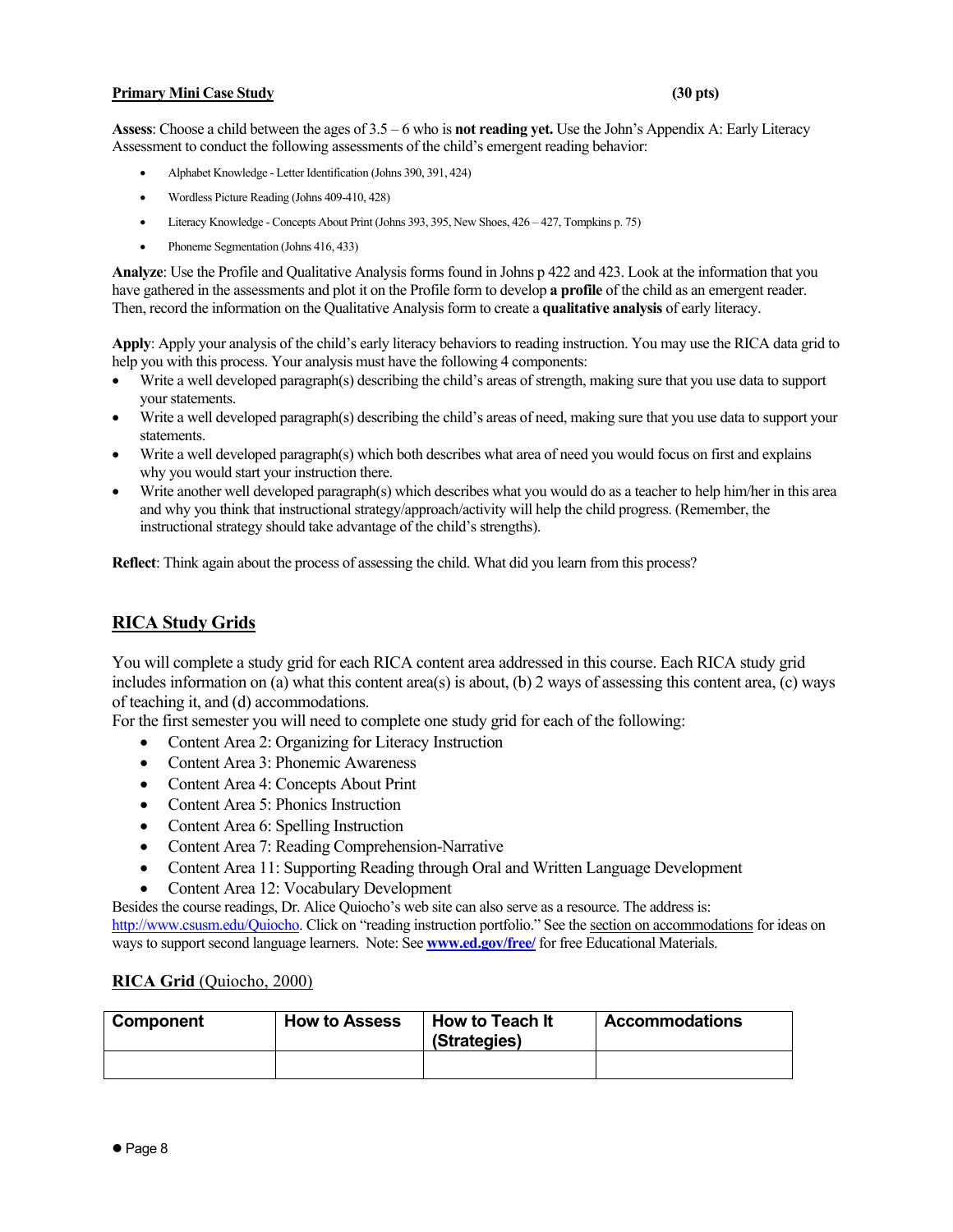**Primary Mini Case Study** **(30 pts)**

**Assess**: Choose a child between the ages of 3.5 – 6 who is **not reading yet.** Use the John's Appendix A: Early Literacy Assessment to conduct the following assessments of the child's emergent reading behavior:

- Alphabet Knowledge - Letter Identification (Johns 390, 391, 424)
- Wordless Picture Reading (Johns 409-410, 428)
- Literacy Knowledge - Concepts About Print (Johns 393, 395, New Shoes, 426 – 427, Tompkins p. 75)
- Phoneme Segmentation (Johns 416, 433)

**Analyze**: Use the Profile and Qualitative Analysis forms found in Johns p 422 and 423. Look at the information that you have gathered in the assessments and plot it on the Profile form to develop **a profile** of the child as an emergent reader. Then, record the information on the Qualitative Analysis form to create a **qualitative analysis** of early literacy.

**Apply**: Apply your analysis of the child's early literacy behaviors to reading instruction. You may use the RICA data grid to help you with this process. Your analysis must have the following 4 components:

- Write a well developed paragraph(s) describing the child's areas of strength, making sure that you use data to support your statements.
- Write a well developed paragraph(s) describing the child's areas of need, making sure that you use data to support your statements.
- Write a well developed paragraph(s) which both describes what area of need you would focus on first and explains why you would start your instruction there.
- Write another well developed paragraph(s) which describes what you would do as a teacher to help him/her in this area and why you think that instructional strategy/approach/activity will help the child progress. (Remember, the instructional strategy should take advantage of the child's strengths).

**Reflect**: Think again about the process of assessing the child. What did you learn from this process?

## RICA Study Grids

You will complete a study grid for each RICA content area addressed in this course. Each RICA study grid includes information on (a) what this content area(s) is about, (b) 2 ways of assessing this content area, (c) ways of teaching it, and (d) accommodations.

For the first semester you will need to complete one study grid for each of the following:

- Content Area 2: Organizing for Literacy Instruction
- Content Area 3: Phonemic Awareness
- Content Area 4: Concepts About Print
- Content Area 5: Phonics Instruction
- Content Area 6: Spelling Instruction
- Content Area 7: Reading Comprehension-Narrative
- Content Area 11: Supporting Reading through Oral and Written Language Development
- Content Area 12: Vocabulary Development

Besides the course readings, Dr. Alice Quiocho's web site can also serve as a resource. The address is: http://www.csusm.edu/Quiocho. Click on "reading instruction portfolio." See the section on accommodations for ideas on ways to support second language learners. Note: See **www.ed.gov/free/** for free Educational Materials.

**RICA Grid** (Quiocho, 2000)

| Component | How to Assess | How to Teach It (Strategies) | Accommodations |
|---|---|---|---|
| | | | |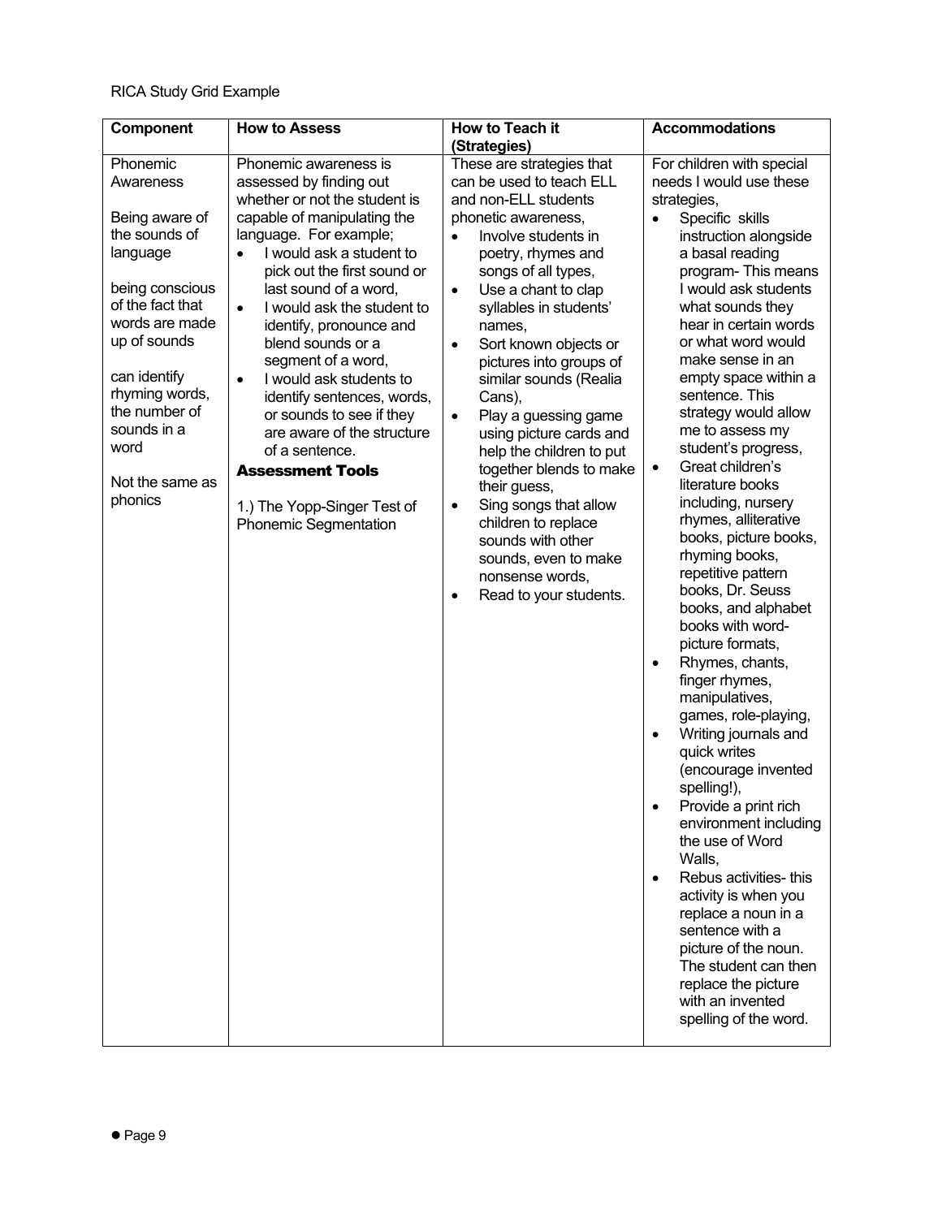RICA Study Grid Example

| Component | How to Assess | How to Teach it (Strategies) | Accommodations |
|---|---|---|---|
| Phonemic Awareness<br><br>Being aware of the sounds of language<br><br>being conscious of the fact that words are made up of sounds<br><br>can identify rhyming words, the number of sounds in a word<br><br>Not the same as phonics | Phonemic awareness is assessed by finding out whether or not the student is capable of manipulating the language. For example;<br>• I would ask a student to pick out the first sound or last sound of a word,<br>• I would ask the student to identify, pronounce and blend sounds or a segment of a word,<br>• I would ask students to identify sentences, words, or sounds to see if they are aware of the structure of a sentence.<br>**Assessment Tools**<br><br>1.) The Yopp-Singer Test of Phonemic Segmentation | These are strategies that can be used to teach ELL and non-ELL students phonetic awareness,<br>• Involve students in poetry, rhymes and songs of all types,<br>• Use a chant to clap syllables in students' names,<br>• Sort known objects or pictures into groups of similar sounds (Realia Cans),<br>• Play a guessing game using picture cards and help the children to put together blends to make their guess,<br>• Sing songs that allow children to replace sounds with other sounds, even to make nonsense words,<br>• Read to your students. | For children with special needs I would use these strategies,<br>• Specific skills instruction alongside a basal reading program- This means I would ask students what sounds they hear in certain words or what word would make sense in an empty space within a sentence. This strategy would allow me to assess my student's progress,<br>• Great children's literature books including, nursery rhymes, alliterative books, picture books, rhyming books, repetitive pattern books, Dr. Seuss books, and alphabet books with word-picture formats,<br>• Rhymes, chants, finger rhymes, manipulatives, games, role-playing,<br>• Writing journals and quick writes (encourage invented spelling!),<br>• Provide a print rich environment including the use of Word Walls,<br>• Rebus activities- this activity is when you replace a noun in a sentence with a picture of the noun. The student can then replace the picture with an invented spelling of the word. |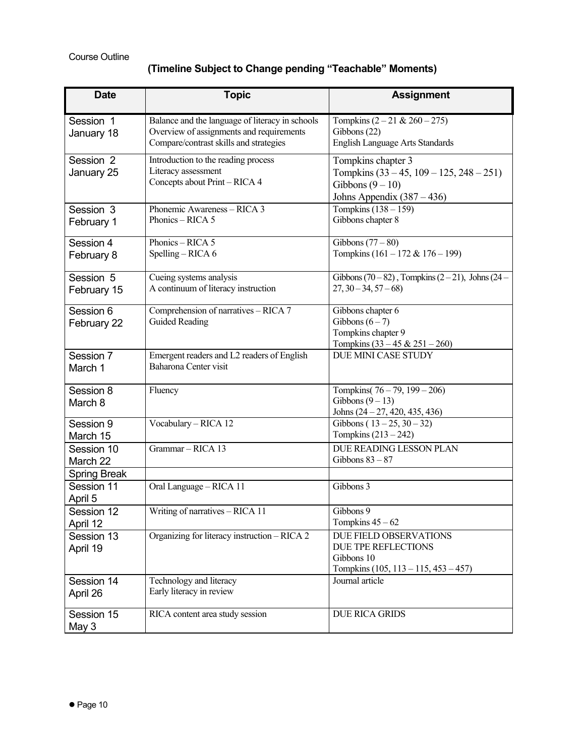Course Outline

**(Timeline Subject to Change pending "Teachable" Moments)**

| Date | Topic | Assignment |
|---|---|---|
| Session 1<br>January 18 | Balance and the language of literacy in schools<br>Overview of assignments and requirements<br>Compare/contrast skills and strategies | Tompkins (2 – 21 & 260 – 275)<br>Gibbons (22)<br>English Language Arts Standards |
| Session 2<br>January 25 | Introduction to the reading process<br>Literacy assessment<br>Concepts about Print – RICA 4 | Tompkins chapter 3<br>Tompkins (33 – 45, 109 – 125, 248 – 251)<br>Gibbons (9 – 10)<br>Johns Appendix (387 – 436) |
| Session 3<br>February 1 | Phonemic Awareness – RICA 3<br>Phonics – RICA 5 | Tompkins (138 – 159)<br>Gibbons chapter 8 |
| Session 4<br>February 8 | Phonics – RICA 5<br>Spelling – RICA 6 | Gibbons (77 – 80)<br>Tompkins (161 – 172 & 176 – 199) |
| Session 5<br>February 15 | Cueing systems analysis<br>A continuum of literacy instruction | Gibbons (70 – 82) , Tompkins (2 – 21), Johns (24 – 27, 30 – 34, 57 – 68) |
| Session 6<br>February 22 | Comprehension of narratives – RICA 7<br>Guided Reading | Gibbons chapter 6<br>Gibbons (6 – 7)<br>Tompkins chapter 9<br>Tompkins (33 – 45 & 251 – 260) |
| Session 7<br>March 1 | Emergent readers and L2 readers of English<br>Baharona Center visit | DUE MINI CASE STUDY |
| Session 8<br>March 8 | Fluency | Tompkins( 76 – 79, 199 – 206)<br>Gibbons (9 – 13)<br>Johns (24 – 27, 420, 435, 436) |
| Session 9<br>March 15 | Vocabulary – RICA 12 | Gibbons ( 13 – 25, 30 – 32)<br>Tompkins (213 – 242) |
| Session 10<br>March 22 | Grammar – RICA 13 | DUE READING LESSON PLAN<br>Gibbons 83 – 87 |
| Spring Break | | |
| Session 11<br>April 5 | Oral Language – RICA 11 | Gibbons 3 |
| Session 12<br>April 12 | Writing of narratives – RICA 11 | Gibbons 9<br>Tompkins 45 – 62 |
| Session 13<br>April 19 | Organizing for literacy instruction – RICA 2 | DUE FIELD OBSERVATIONS<br>DUE TPE REFLECTIONS<br>Gibbons 10<br>Tompkins (105, 113 – 115, 453 – 457) |
| Session 14<br>April 26 | Technology and literacy<br>Early literacy in review | Journal article |
| Session 15<br>May 3 | RICA content area study session | DUE RICA GRIDS |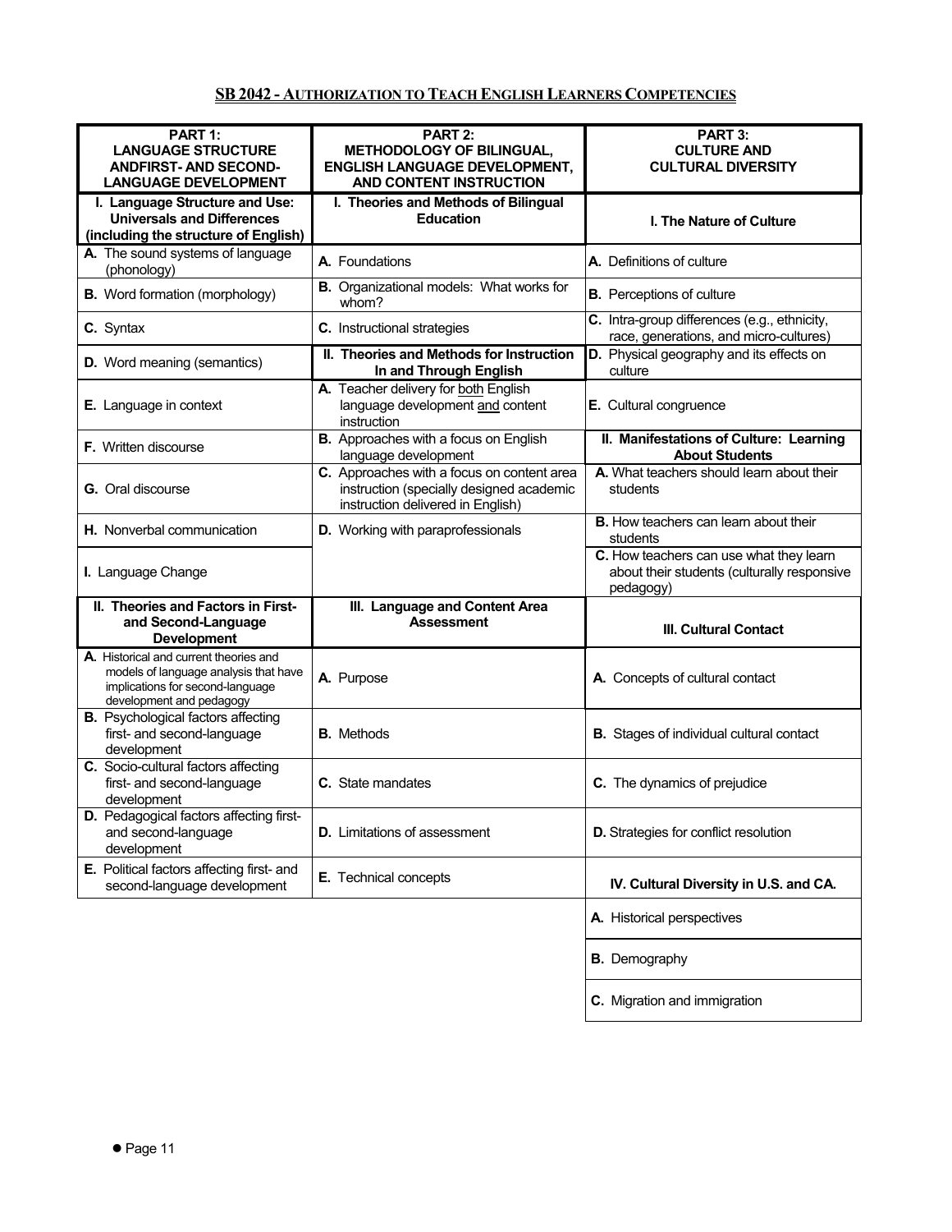## SB 2042 - Authorization to Teach English Learners Competencies

| **PART 1: LANGUAGE STRUCTURE ANDFIRST- AND SECOND-LANGUAGE DEVELOPMENT** | **PART 2: METHODOLOGY OF BILINGUAL, ENGLISH LANGUAGE DEVELOPMENT, AND CONTENT INSTRUCTION** | **PART 3: CULTURE AND CULTURAL DIVERSITY** |
|---|---|---|
| **I. Language Structure and Use: Universals and Differences (including the structure of English)** | **I. Theories and Methods of Bilingual Education** | **I. The Nature of Culture** |
| **A.** The sound systems of language (phonology) | **A.** Foundations | **A.** Definitions of culture |
| **B.** Word formation (morphology) | **B.** Organizational models: What works for whom? | **B.** Perceptions of culture |
| **C.** Syntax | **C.** Instructional strategies | **C.** Intra-group differences (e.g., ethnicity, race, generations, and micro-cultures) |
| **D.** Word meaning (semantics) | **II. Theories and Methods for Instruction In and Through English** | **D.** Physical geography and its effects on culture |
| **E.** Language in context | **A.** Teacher delivery for both English language development and content instruction | **E.** Cultural congruence |
| **F.** Written discourse | **B.** Approaches with a focus on English language development | **II. Manifestations of Culture: Learning About Students** |
| **G.** Oral discourse | **C.** Approaches with a focus on content area instruction (specially designed academic instruction delivered in English) | **A.** What teachers should learn about their students |
| **H.** Nonverbal communication | **D.** Working with paraprofessionals | **B.** How teachers can learn about their students |
| **I.** Language Change | | **C.** How teachers can use what they learn about their students (culturally responsive pedagogy) |
| **II. Theories and Factors in First- and Second-Language Development** | **III. Language and Content Area Assessment** | **III. Cultural Contact** |
| **A.** Historical and current theories and models of language analysis that have implications for second-language development and pedagogy | **A.** Purpose | **A.** Concepts of cultural contact |
| **B.** Psychological factors affecting first- and second-language development | **B.** Methods | **B.** Stages of individual cultural contact |
| **C.** Socio-cultural factors affecting first- and second-language development | **C.** State mandates | **C.** The dynamics of prejudice |
| **D.** Pedagogical factors affecting first- and second-language development | **D.** Limitations of assessment | **D.** Strategies for conflict resolution |
| **E.** Political factors affecting first- and second-language development | **E.** Technical concepts | **IV. Cultural Diversity in U.S. and CA.** |
| | | **A.** Historical perspectives |
| | | **B.** Demography |
| | | **C.** Migration and immigration |